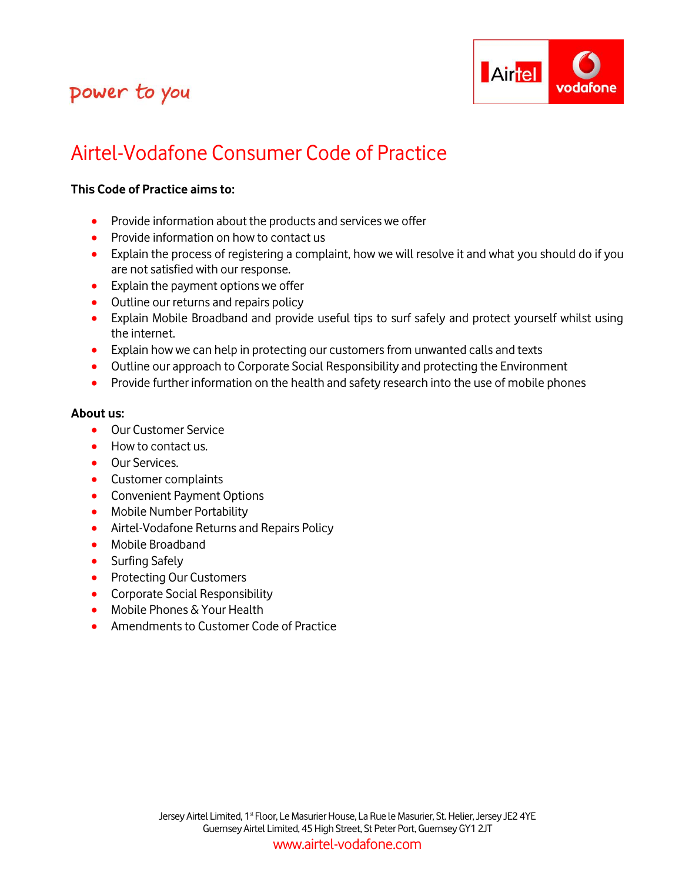power to you

# Airtel-Vodafone Consumer Code of Practice

**This Code of Practice aims to:**

- Provide information about the products and services we offer
- Provide information on how to contact us
- Explain the process of registering a complaint, how we will resolve it and what you should do if you are not satisfied with our response.
- Explain the payment options we offer
- Outline our returns and repairs policy
- Explain Mobile Broadband and provide useful tips to surf safely and protect yourself whilst using the internet.
- Explain how we can help in protecting our customers from unwanted calls and texts
- Outline our approach to Corporate Social Responsibility and protecting the Environment
- Provide further information on the health and safety research into the use of mobile phones

**About us:**

- Our Customer Service
- How to contact us.
- Our Services.
- Customer complaints
- Convenient Payment Options
- Mobile Number Portability
- Airtel-Vodafone Returns and Repairs Policy
- Mobile Broadband
- Surfing Safely
- Protecting Our Customers
- Corporate Social Responsibility
- Mobile Phones & Your Health
- Amendments to Customer Code of Practice

Jersey Airtel Limited, 1st Floor, Le Masurier House, La Rue le Masurier, St. Helier, Jersey JE2 4YE
Guernsey Airtel Limited, 45 High Street, St Peter Port, Guernsey GY1 2JT
www.airtel-vodafone.com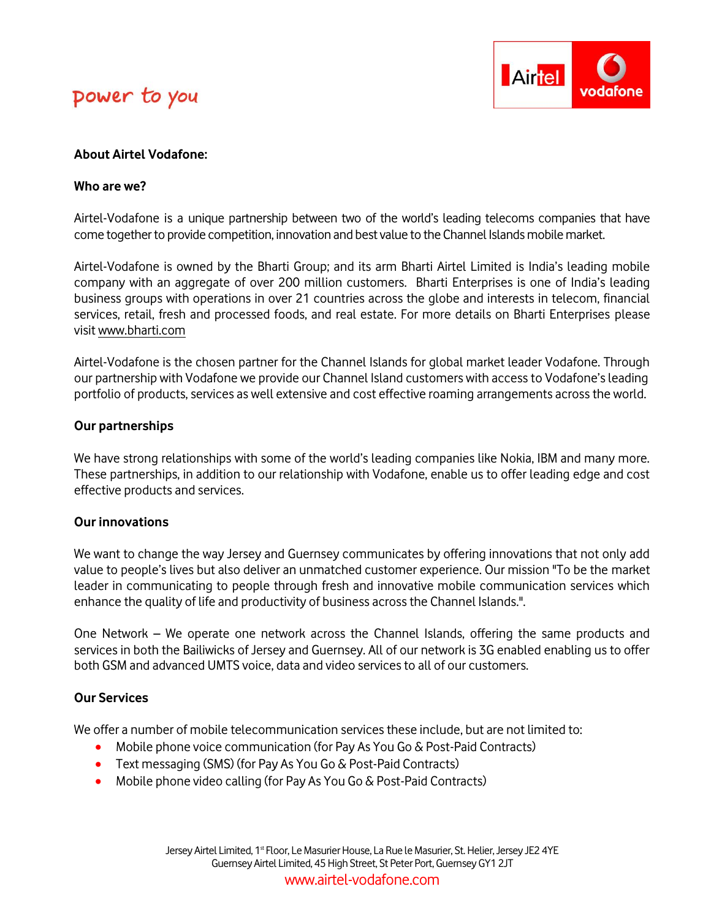power to you

**About Airtel Vodafone:**

**Who are we?**

Airtel-Vodafone is a unique partnership between two of the world's leading telecoms companies that have come together to provide competition, innovation and best value to the Channel Islands mobile market.

Airtel-Vodafone is owned by the Bharti Group; and its arm Bharti Airtel Limited is India's leading mobile company with an aggregate of over 200 million customers. Bharti Enterprises is one of India's leading business groups with operations in over 21 countries across the globe and interests in telecom, financial services, retail, fresh and processed foods, and real estate. For more details on Bharti Enterprises please visit www.bharti.com

Airtel-Vodafone is the chosen partner for the Channel Islands for global market leader Vodafone. Through our partnership with Vodafone we provide our Channel Island customers with access to Vodafone's leading portfolio of products, services as well extensive and cost effective roaming arrangements across the world.

**Our partnerships**

We have strong relationships with some of the world's leading companies like Nokia, IBM and many more. These partnerships, in addition to our relationship with Vodafone, enable us to offer leading edge and cost effective products and services.

**Our innovations**

We want to change the way Jersey and Guernsey communicates by offering innovations that not only add value to people's lives but also deliver an unmatched customer experience. Our mission "To be the market leader in communicating to people through fresh and innovative mobile communication services which enhance the quality of life and productivity of business across the Channel Islands.".

One Network – We operate one network across the Channel Islands, offering the same products and services in both the Bailiwicks of Jersey and Guernsey. All of our network is 3G enabled enabling us to offer both GSM and advanced UMTS voice, data and video services to all of our customers.

**Our Services**

We offer a number of mobile telecommunication services these include, but are not limited to:

- Mobile phone voice communication (for Pay As You Go & Post-Paid Contracts)
- Text messaging (SMS) (for Pay As You Go & Post-Paid Contracts)
- Mobile phone video calling (for Pay As You Go & Post-Paid Contracts)

Jersey Airtel Limited, 1st Floor, Le Masurier House, La Rue le Masurier, St. Helier, Jersey JE2 4YE
Guernsey Airtel Limited, 45 High Street, St Peter Port, Guernsey GY1 2JT
www.airtel-vodafone.com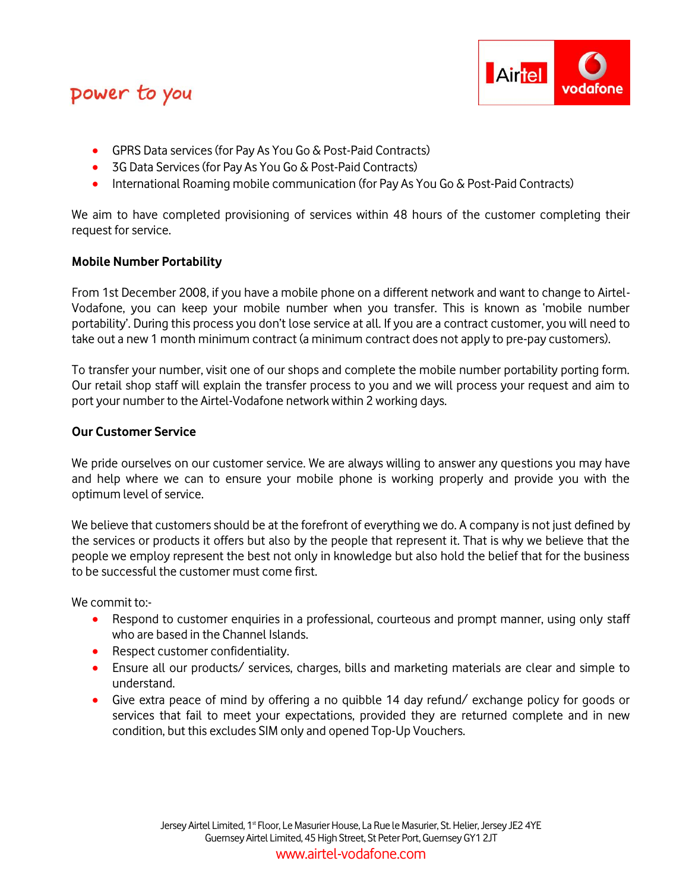- GPRS Data services (for Pay As You Go & Post-Paid Contracts)
- 3G Data Services (for Pay As You Go & Post-Paid Contracts)
- International Roaming mobile communication (for Pay As You Go & Post-Paid Contracts)

We aim to have completed provisioning of services within 48 hours of the customer completing their request for service.

**Mobile Number Portability**

From 1st December 2008, if you have a mobile phone on a different network and want to change to Airtel-Vodafone, you can keep your mobile number when you transfer. This is known as 'mobile number portability'. During this process you don't lose service at all. If you are a contract customer, you will need to take out a new 1 month minimum contract (a minimum contract does not apply to pre-pay customers).

To transfer your number, visit one of our shops and complete the mobile number portability porting form. Our retail shop staff will explain the transfer process to you and we will process your request and aim to port your number to the Airtel-Vodafone network within 2 working days.

**Our Customer Service**

We pride ourselves on our customer service. We are always willing to answer any questions you may have and help where we can to ensure your mobile phone is working properly and provide you with the optimum level of service.

We believe that customers should be at the forefront of everything we do. A company is not just defined by the services or products it offers but also by the people that represent it. That is why we believe that the people we employ represent the best not only in knowledge but also hold the belief that for the business to be successful the customer must come first.

We commit to:-

- Respond to customer enquiries in a professional, courteous and prompt manner, using only staff who are based in the Channel Islands.
- Respect customer confidentiality.
- Ensure all our products/ services, charges, bills and marketing materials are clear and simple to understand.
- Give extra peace of mind by offering a no quibble 14 day refund/ exchange policy for goods or services that fail to meet your expectations, provided they are returned complete and in new condition, but this excludes SIM only and opened Top-Up Vouchers.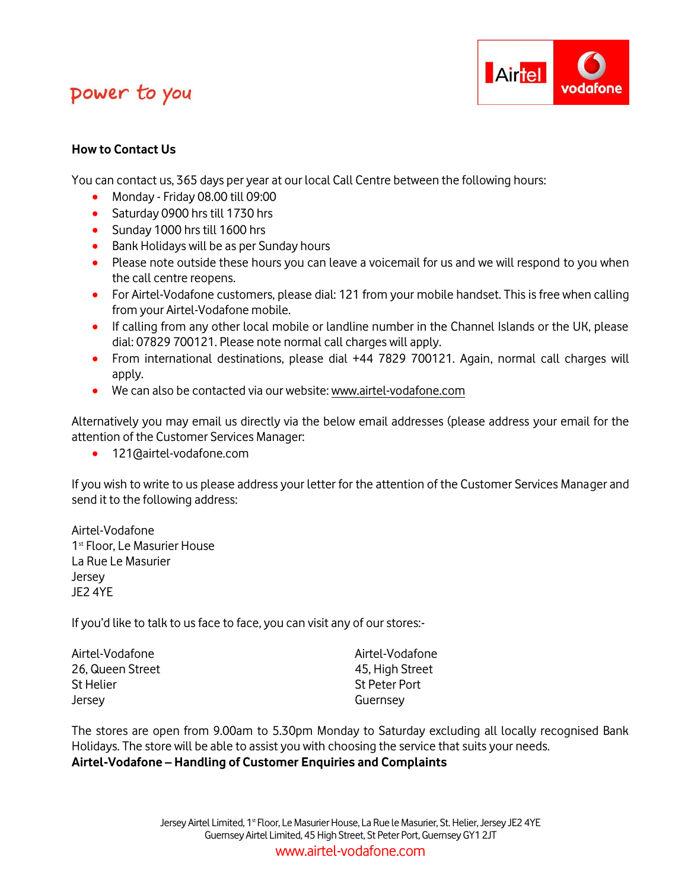## How to Contact Us

You can contact us, 365 days per year at our local Call Centre between the following hours:

- Monday - Friday 08.00 till 09:00
- Saturday 0900 hrs till 1730 hrs
- Sunday 1000 hrs till 1600 hrs
- Bank Holidays will be as per Sunday hours
- Please note outside these hours you can leave a voicemail for us and we will respond to you when the call centre reopens.
- For Airtel-Vodafone customers, please dial: 121 from your mobile handset. This is free when calling from your Airtel-Vodafone mobile.
- If calling from any other local mobile or landline number in the Channel Islands or the UK, please dial: 07829 700121. Please note normal call charges will apply.
- From international destinations, please dial +44 7829 700121. Again, normal call charges will apply.
- We can also be contacted via our website: www.airtel-vodafone.com

Alternatively you may email us directly via the below email addresses (please address your email for the attention of the Customer Services Manager:

- 121@airtel-vodafone.com

If you wish to write to us please address your letter for the attention of the Customer Services Manager and send it to the following address:

Airtel-Vodafone
1st Floor, Le Masurier House
La Rue Le Masurier
Jersey
JE2 4YE

If you'd like to talk to us face to face, you can visit any of our stores:-

Airtel-Vodafone
26, Queen Street
St Helier
Jersey

Airtel-Vodafone
45, High Street
St Peter Port
Guernsey

The stores are open from 9.00am to 5.30pm Monday to Saturday excluding all locally recognised Bank Holidays. The store will be able to assist you with choosing the service that suits your needs.

**Airtel-Vodafone – Handling of Customer Enquiries and Complaints**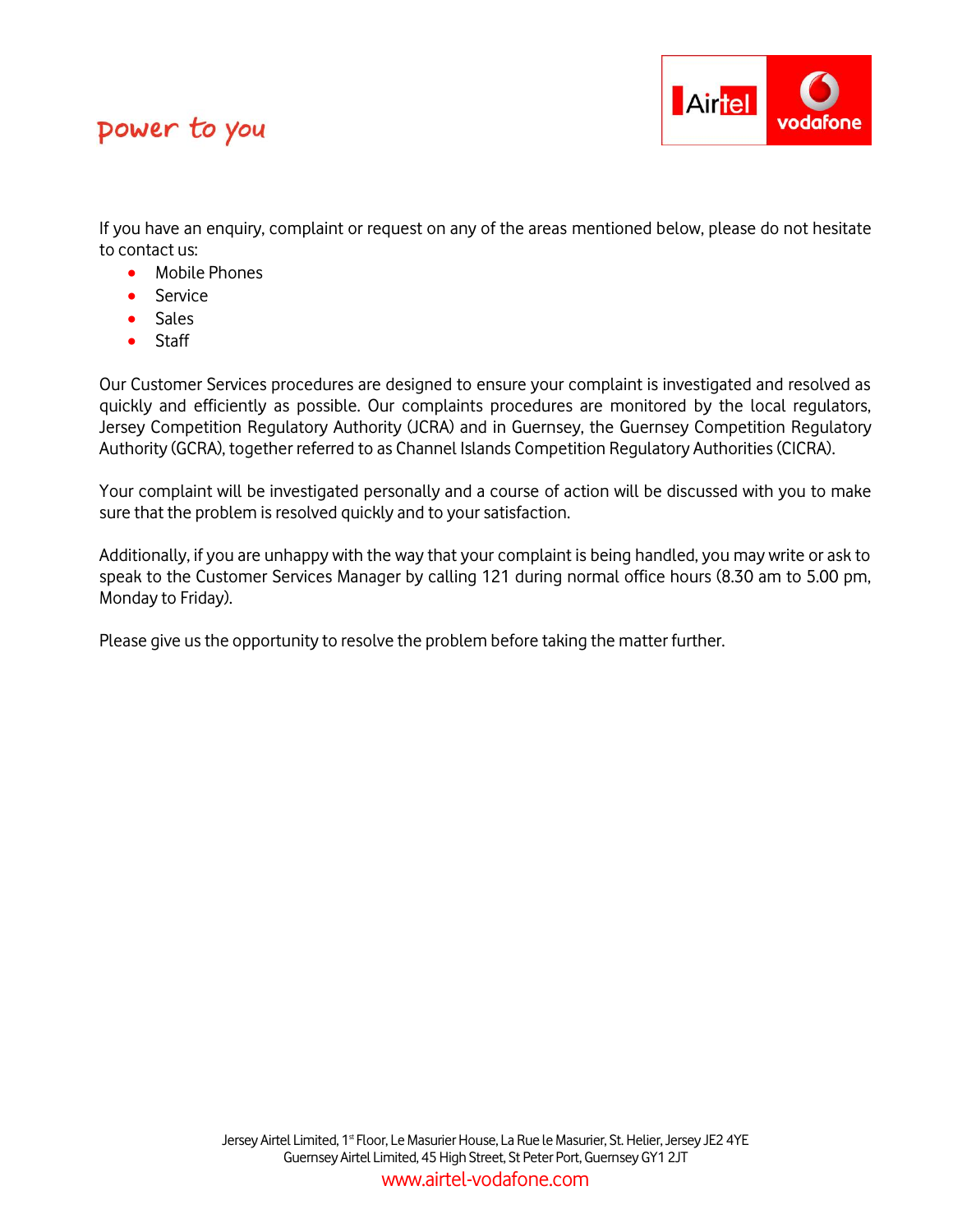power to you

If you have an enquiry, complaint or request on any of the areas mentioned below, please do not hesitate to contact us:

- Mobile Phones
- Service
- Sales
- Staff

Our Customer Services procedures are designed to ensure your complaint is investigated and resolved as quickly and efficiently as possible. Our complaints procedures are monitored by the local regulators, Jersey Competition Regulatory Authority (JCRA) and in Guernsey, the Guernsey Competition Regulatory Authority (GCRA), together referred to as Channel Islands Competition Regulatory Authorities (CICRA).

Your complaint will be investigated personally and a course of action will be discussed with you to make sure that the problem is resolved quickly and to your satisfaction.

Additionally, if you are unhappy with the way that your complaint is being handled, you may write or ask to speak to the Customer Services Manager by calling 121 during normal office hours (8.30 am to 5.00 pm, Monday to Friday).

Please give us the opportunity to resolve the problem before taking the matter further.

Jersey Airtel Limited, 1st Floor, Le Masurier House, La Rue le Masurier, St. Helier, Jersey JE2 4YE
Guernsey Airtel Limited, 45 High Street, St Peter Port, Guernsey GY1 2JT
www.airtel-vodafone.com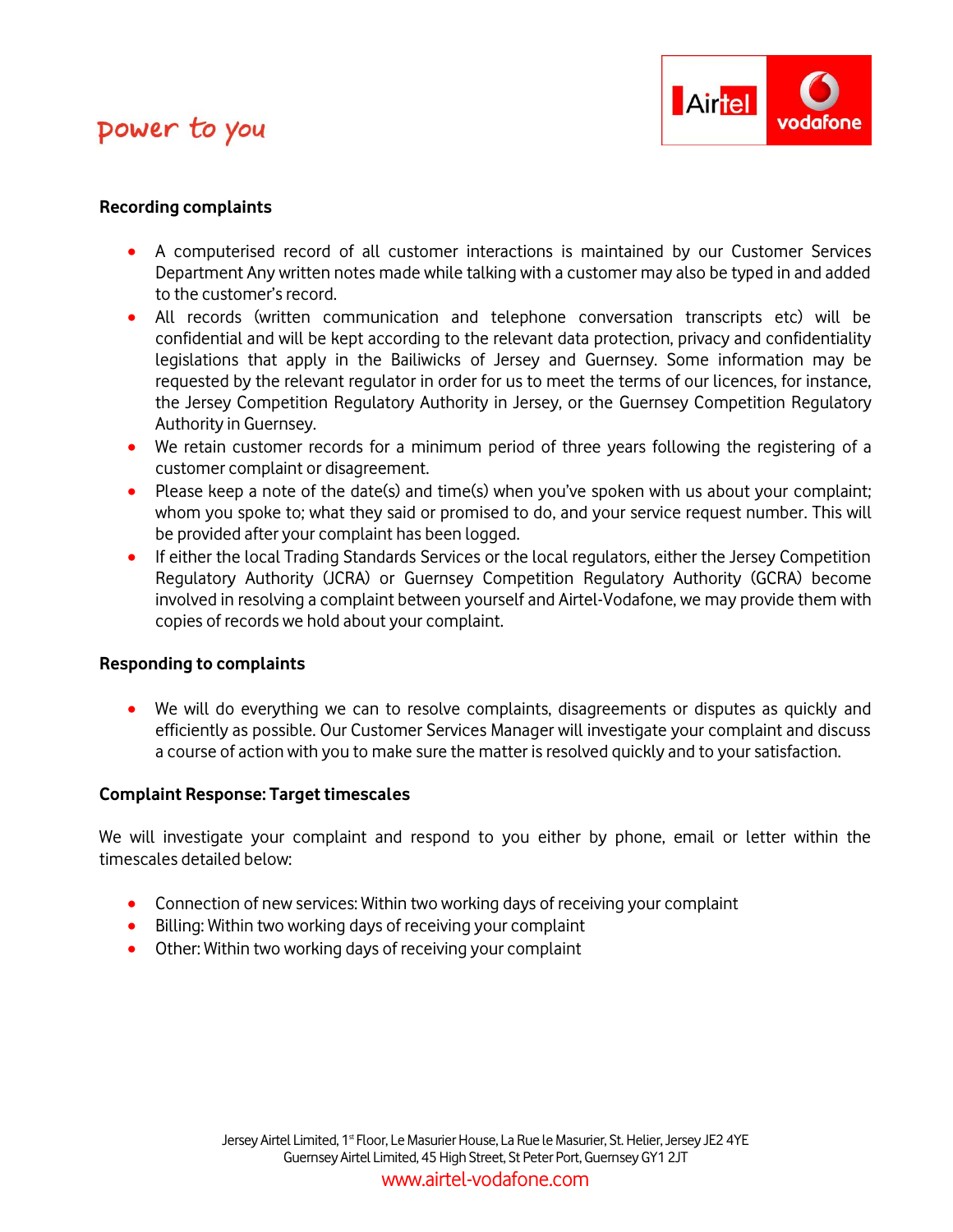### Recording complaints

- A computerised record of all customer interactions is maintained by our Customer Services Department Any written notes made while talking with a customer may also be typed in and added to the customer's record.
- All records (written communication and telephone conversation transcripts etc) will be confidential and will be kept according to the relevant data protection, privacy and confidentiality legislations that apply in the Bailiwicks of Jersey and Guernsey. Some information may be requested by the relevant regulator in order for us to meet the terms of our licences, for instance, the Jersey Competition Regulatory Authority in Jersey, or the Guernsey Competition Regulatory Authority in Guernsey.
- We retain customer records for a minimum period of three years following the registering of a customer complaint or disagreement.
- Please keep a note of the date(s) and time(s) when you've spoken with us about your complaint; whom you spoke to; what they said or promised to do, and your service request number. This will be provided after your complaint has been logged.
- If either the local Trading Standards Services or the local regulators, either the Jersey Competition Regulatory Authority (JCRA) or Guernsey Competition Regulatory Authority (GCRA) become involved in resolving a complaint between yourself and Airtel-Vodafone, we may provide them with copies of records we hold about your complaint.

### Responding to complaints

- We will do everything we can to resolve complaints, disagreements or disputes as quickly and efficiently as possible. Our Customer Services Manager will investigate your complaint and discuss a course of action with you to make sure the matter is resolved quickly and to your satisfaction.

### Complaint Response: Target timescales

We will investigate your complaint and respond to you either by phone, email or letter within the timescales detailed below:

- Connection of new services: Within two working days of receiving your complaint
- Billing: Within two working days of receiving your complaint
- Other: Within two working days of receiving your complaint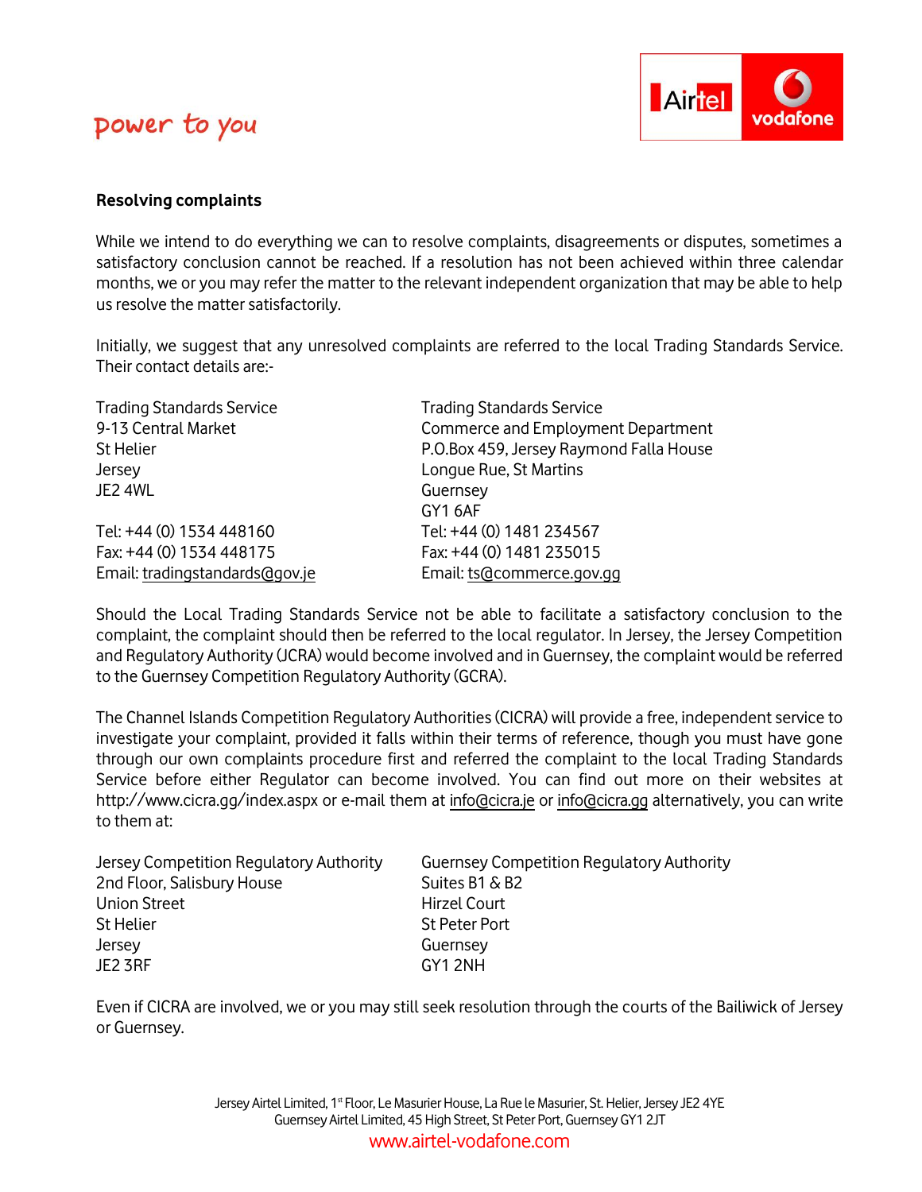**Resolving complaints**

While we intend to do everything we can to resolve complaints, disagreements or disputes, sometimes a satisfactory conclusion cannot be reached. If a resolution has not been achieved within three calendar months, we or you may refer the matter to the relevant independent organization that may be able to help us resolve the matter satisfactorily.

Initially, we suggest that any unresolved complaints are referred to the local Trading Standards Service. Their contact details are:-

Trading Standards Service
9-13 Central Market
St Helier
Jersey
JE2 4WL

Tel: +44 (0) 1534 448160
Fax: +44 (0) 1534 448175
Email: tradingstandards@gov.je

Trading Standards Service
Commerce and Employment Department
P.O.Box 459, Jersey Raymond Falla House
Longue Rue, St Martins
Guernsey
GY1 6AF
Tel: +44 (0) 1481 234567
Fax: +44 (0) 1481 235015
Email: ts@commerce.gov.gg

Should the Local Trading Standards Service not be able to facilitate a satisfactory conclusion to the complaint, the complaint should then be referred to the local regulator. In Jersey, the Jersey Competition and Regulatory Authority (JCRA) would become involved and in Guernsey, the complaint would be referred to the Guernsey Competition Regulatory Authority (GCRA).

The Channel Islands Competition Regulatory Authorities (CICRA) will provide a free, independent service to investigate your complaint, provided it falls within their terms of reference, though you must have gone through our own complaints procedure first and referred the complaint to the local Trading Standards Service before either Regulator can become involved. You can find out more on their websites at http://www.cicra.gg/index.aspx or e-mail them at info@cicra.je or info@cicra.gg alternatively, you can write to them at:

Jersey Competition Regulatory Authority
2nd Floor, Salisbury House
Union Street
St Helier
Jersey
JE2 3RF

Guernsey Competition Regulatory Authority
Suites B1 & B2
Hirzel Court
St Peter Port
Guernsey
GY1 2NH

Even if CICRA are involved, we or you may still seek resolution through the courts of the Bailiwick of Jersey or Guernsey.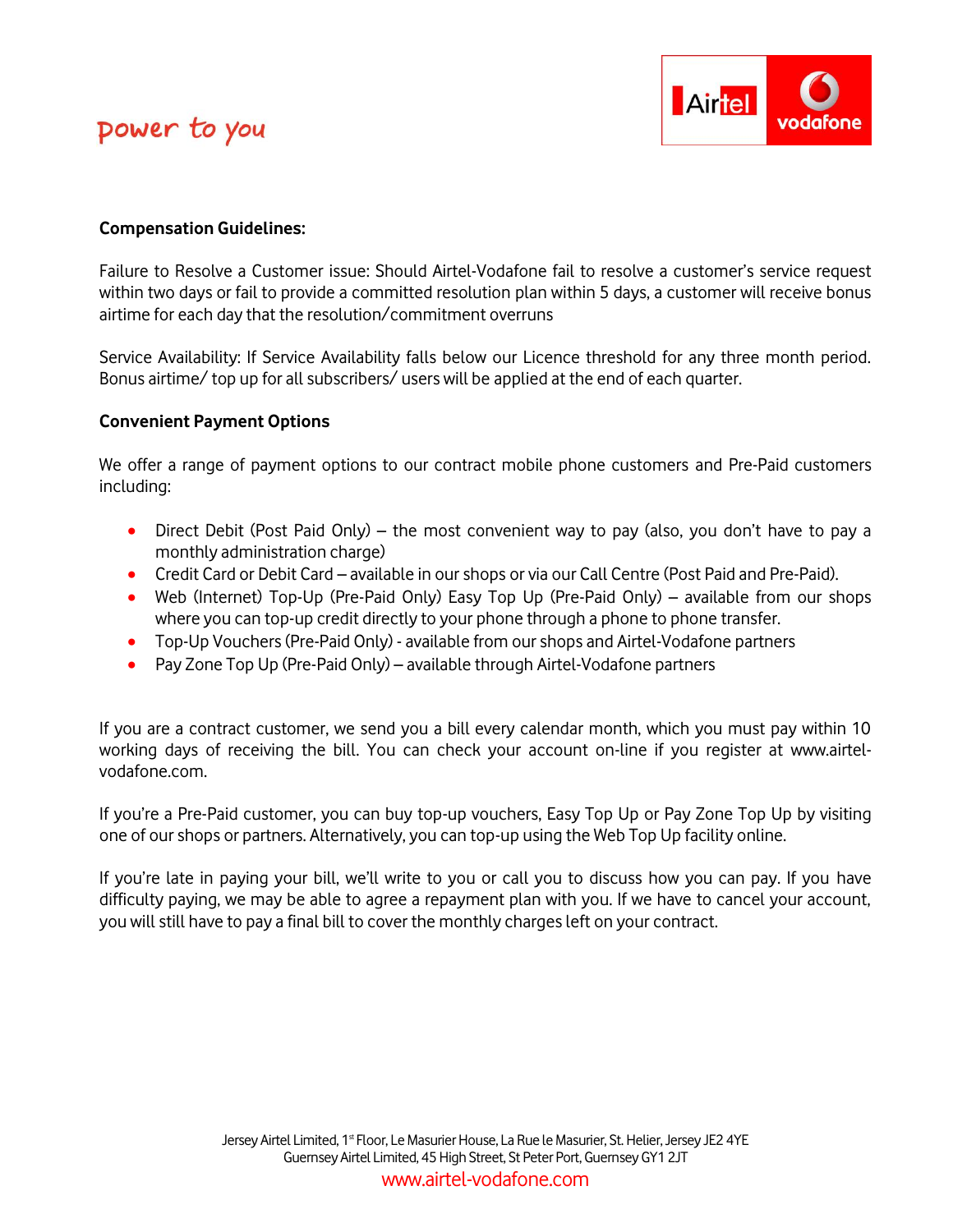**Compensation Guidelines:**

Failure to Resolve a Customer issue: Should Airtel-Vodafone fail to resolve a customer's service request within two days or fail to provide a committed resolution plan within 5 days, a customer will receive bonus airtime for each day that the resolution/commitment overruns

Service Availability: If Service Availability falls below our Licence threshold for any three month period. Bonus airtime/ top up for all subscribers/ users will be applied at the end of each quarter.

**Convenient Payment Options**

We offer a range of payment options to our contract mobile phone customers and Pre-Paid customers including:

- Direct Debit (Post Paid Only) – the most convenient way to pay (also, you don't have to pay a monthly administration charge)
- Credit Card or Debit Card – available in our shops or via our Call Centre (Post Paid and Pre-Paid).
- Web (Internet) Top-Up (Pre-Paid Only) Easy Top Up (Pre-Paid Only) – available from our shops where you can top-up credit directly to your phone through a phone to phone transfer.
- Top-Up Vouchers (Pre-Paid Only) - available from our shops and Airtel-Vodafone partners
- Pay Zone Top Up (Pre-Paid Only) – available through Airtel-Vodafone partners

If you are a contract customer, we send you a bill every calendar month, which you must pay within 10 working days of receiving the bill. You can check your account on-line if you register at www.airtel-vodafone.com.

If you're a Pre-Paid customer, you can buy top-up vouchers, Easy Top Up or Pay Zone Top Up by visiting one of our shops or partners. Alternatively, you can top-up using the Web Top Up facility online.

If you're late in paying your bill, we'll write to you or call you to discuss how you can pay. If you have difficulty paying, we may be able to agree a repayment plan with you. If we have to cancel your account, you will still have to pay a final bill to cover the monthly charges left on your contract.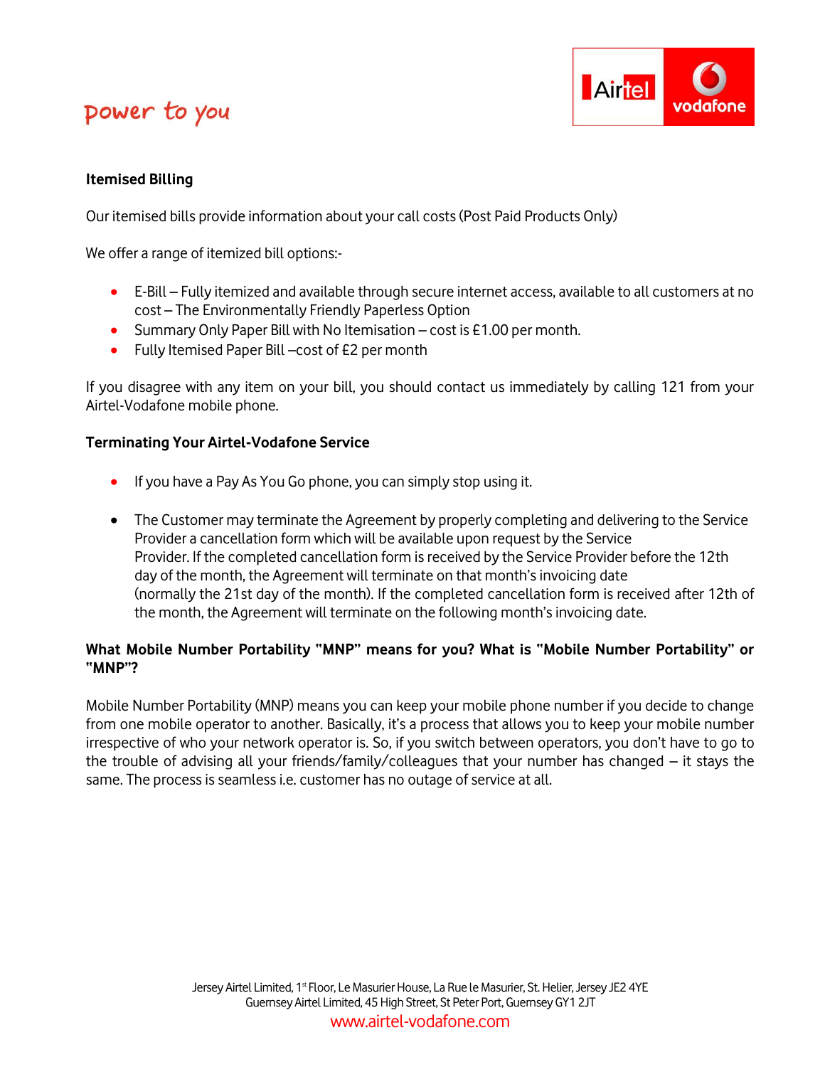## Itemised Billing

Our itemised bills provide information about your call costs (Post Paid Products Only)

We offer a range of itemized bill options:-

- E-Bill – Fully itemized and available through secure internet access, available to all customers at no cost – The Environmentally Friendly Paperless Option
- Summary Only Paper Bill with No Itemisation – cost is £1.00 per month.
- Fully Itemised Paper Bill –cost of £2 per month

If you disagree with any item on your bill, you should contact us immediately by calling 121 from your Airtel-Vodafone mobile phone.

## Terminating Your Airtel-Vodafone Service

- If you have a Pay As You Go phone, you can simply stop using it.

- The Customer may terminate the Agreement by properly completing and delivering to the Service Provider a cancellation form which will be available upon request by the Service Provider. If the completed cancellation form is received by the Service Provider before the 12th day of the month, the Agreement will terminate on that month's invoicing date (normally the 21st day of the month). If the completed cancellation form is received after 12th of the month, the Agreement will terminate on the following month's invoicing date.

## What Mobile Number Portability "MNP" means for you? What is "Mobile Number Portability" or "MNP"?

Mobile Number Portability (MNP) means you can keep your mobile phone number if you decide to change from one mobile operator to another. Basically, it's a process that allows you to keep your mobile number irrespective of who your network operator is. So, if you switch between operators, you don't have to go to the trouble of advising all your friends/family/colleagues that your number has changed – it stays the same. The process is seamless i.e. customer has no outage of service at all.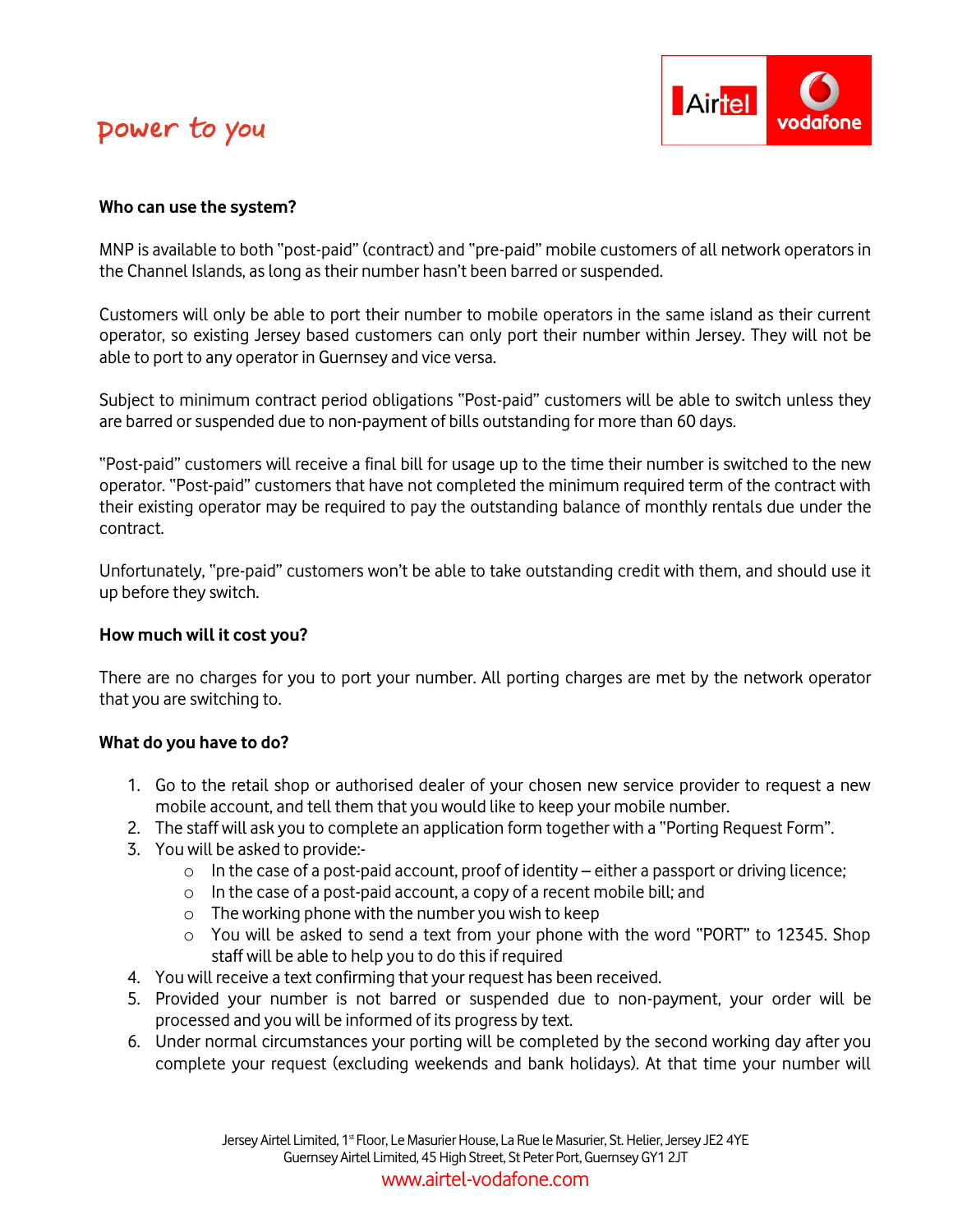**Who can use the system?**

MNP is available to both "post-paid" (contract) and "pre-paid" mobile customers of all network operators in the Channel Islands, as long as their number hasn't been barred or suspended.

Customers will only be able to port their number to mobile operators in the same island as their current operator, so existing Jersey based customers can only port their number within Jersey. They will not be able to port to any operator in Guernsey and vice versa.

Subject to minimum contract period obligations "Post-paid" customers will be able to switch unless they are barred or suspended due to non-payment of bills outstanding for more than 60 days.

"Post-paid" customers will receive a final bill for usage up to the time their number is switched to the new operator. "Post-paid" customers that have not completed the minimum required term of the contract with their existing operator may be required to pay the outstanding balance of monthly rentals due under the contract.

Unfortunately, "pre-paid" customers won't be able to take outstanding credit with them, and should use it up before they switch.

**How much will it cost you?**

There are no charges for you to port your number. All porting charges are met by the network operator that you are switching to.

**What do you have to do?**

1. Go to the retail shop or authorised dealer of your chosen new service provider to request a new mobile account, and tell them that you would like to keep your mobile number.
2. The staff will ask you to complete an application form together with a "Porting Request Form".
3. You will be asked to provide:-
   - In the case of a post-paid account, proof of identity – either a passport or driving licence;
   - In the case of a post-paid account, a copy of a recent mobile bill; and
   - The working phone with the number you wish to keep
   - You will be asked to send a text from your phone with the word "PORT" to 12345. Shop staff will be able to help you to do this if required
4. You will receive a text confirming that your request has been received.
5. Provided your number is not barred or suspended due to non-payment, your order will be processed and you will be informed of its progress by text.
6. Under normal circumstances your porting will be completed by the second working day after you complete your request (excluding weekends and bank holidays). At that time your number will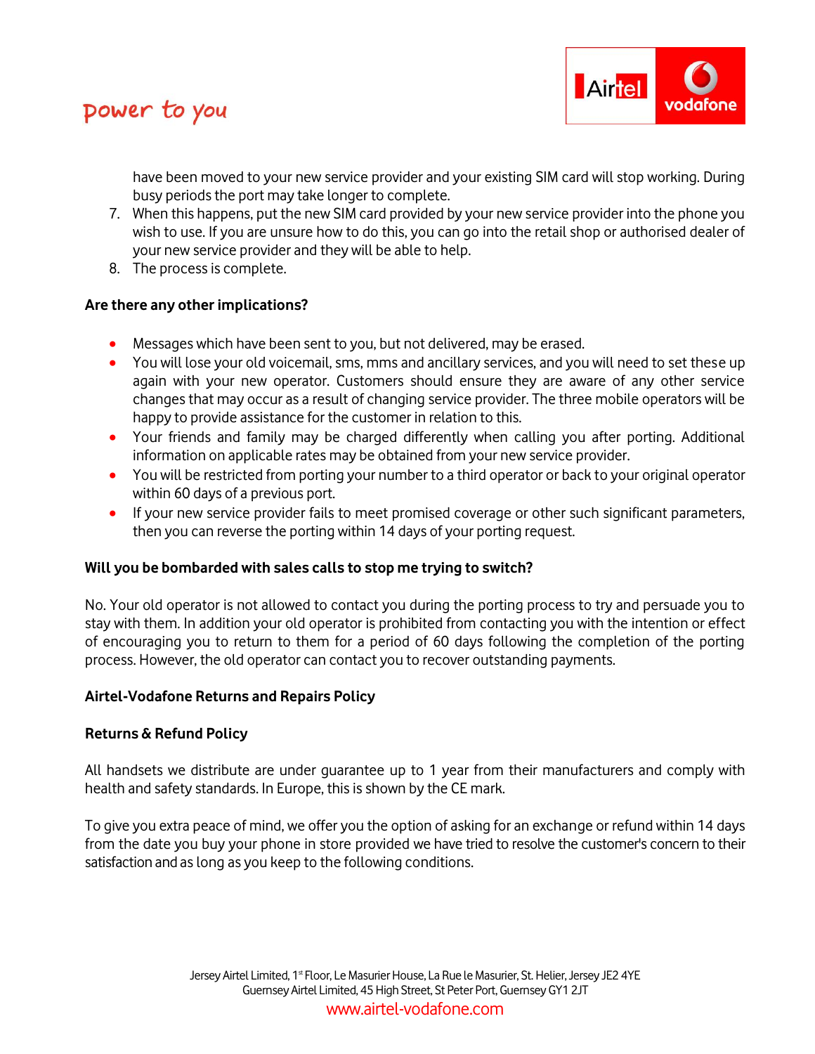have been moved to your new service provider and your existing SIM card will stop working. During busy periods the port may take longer to complete.

7. When this happens, put the new SIM card provided by your new service provider into the phone you wish to use. If you are unsure how to do this, you can go into the retail shop or authorised dealer of your new service provider and they will be able to help.
8. The process is complete.

**Are there any other implications?**

- Messages which have been sent to you, but not delivered, may be erased.
- You will lose your old voicemail, sms, mms and ancillary services, and you will need to set these up again with your new operator. Customers should ensure they are aware of any other service changes that may occur as a result of changing service provider. The three mobile operators will be happy to provide assistance for the customer in relation to this.
- Your friends and family may be charged differently when calling you after porting. Additional information on applicable rates may be obtained from your new service provider.
- You will be restricted from porting your number to a third operator or back to your original operator within 60 days of a previous port.
- If your new service provider fails to meet promised coverage or other such significant parameters, then you can reverse the porting within 14 days of your porting request.

**Will you be bombarded with sales calls to stop me trying to switch?**

No. Your old operator is not allowed to contact you during the porting process to try and persuade you to stay with them. In addition your old operator is prohibited from contacting you with the intention or effect of encouraging you to return to them for a period of 60 days following the completion of the porting process. However, the old operator can contact you to recover outstanding payments.

**Airtel-Vodafone Returns and Repairs Policy**

**Returns & Refund Policy**

All handsets we distribute are under guarantee up to 1 year from their manufacturers and comply with health and safety standards. In Europe, this is shown by the CE mark.

To give you extra peace of mind, we offer you the option of asking for an exchange or refund within 14 days from the date you buy your phone in store provided we have tried to resolve the customer's concern to their satisfaction and as long as you keep to the following conditions.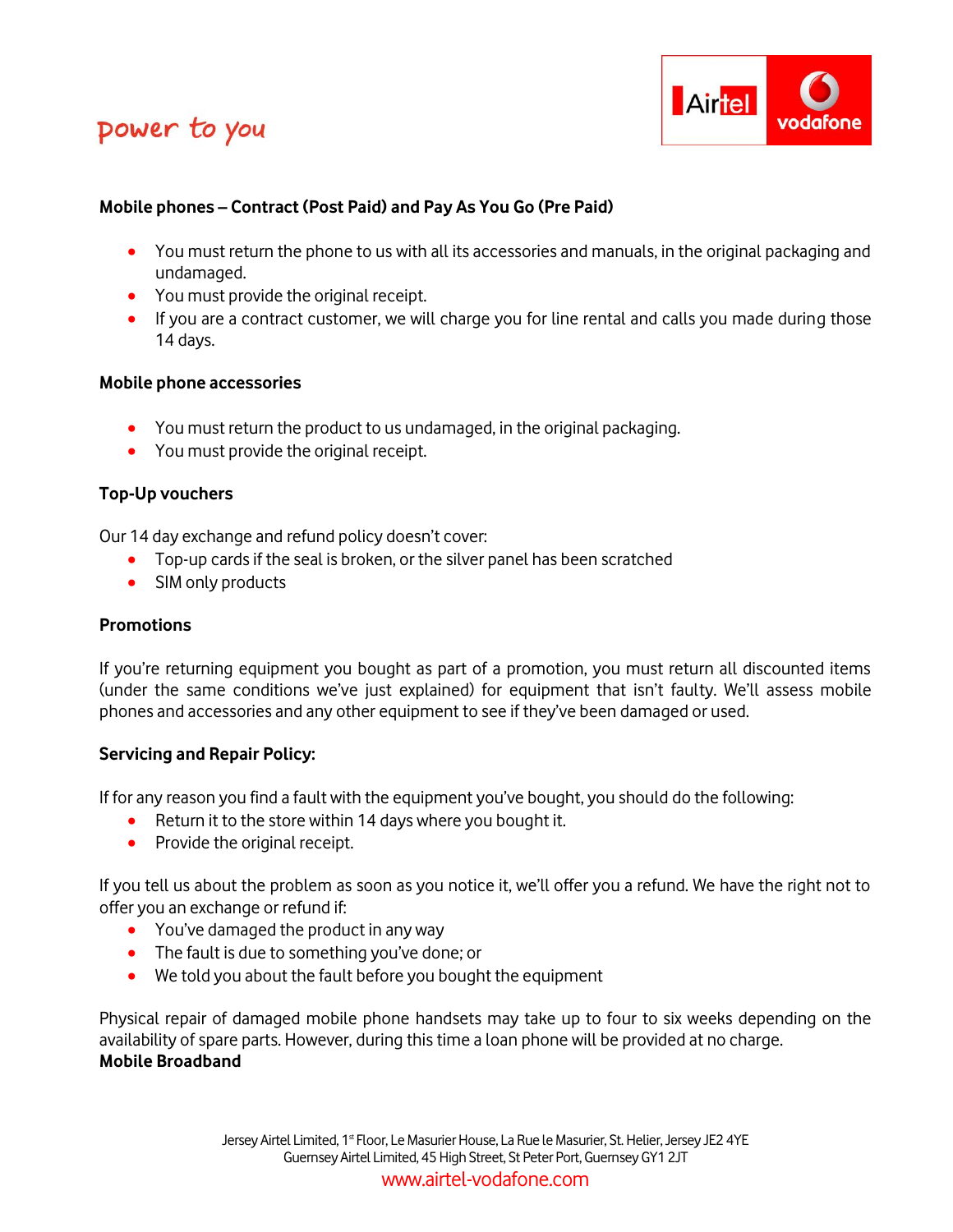**Mobile phones – Contract (Post Paid) and Pay As You Go (Pre Paid)**

- You must return the phone to us with all its accessories and manuals, in the original packaging and undamaged.
- You must provide the original receipt.
- If you are a contract customer, we will charge you for line rental and calls you made during those 14 days.

**Mobile phone accessories**

- You must return the product to us undamaged, in the original packaging.
- You must provide the original receipt.

**Top-Up vouchers**

Our 14 day exchange and refund policy doesn't cover:

- Top-up cards if the seal is broken, or the silver panel has been scratched
- SIM only products

**Promotions**

If you're returning equipment you bought as part of a promotion, you must return all discounted items (under the same conditions we've just explained) for equipment that isn't faulty. We'll assess mobile phones and accessories and any other equipment to see if they've been damaged or used.

**Servicing and Repair Policy:**

If for any reason you find a fault with the equipment you've bought, you should do the following:

- Return it to the store within 14 days where you bought it.
- Provide the original receipt.

If you tell us about the problem as soon as you notice it, we'll offer you a refund. We have the right not to offer you an exchange or refund if:

- You've damaged the product in any way
- The fault is due to something you've done; or
- We told you about the fault before you bought the equipment

Physical repair of damaged mobile phone handsets may take up to four to six weeks depending on the availability of spare parts. However, during this time a loan phone will be provided at no charge.

**Mobile Broadband**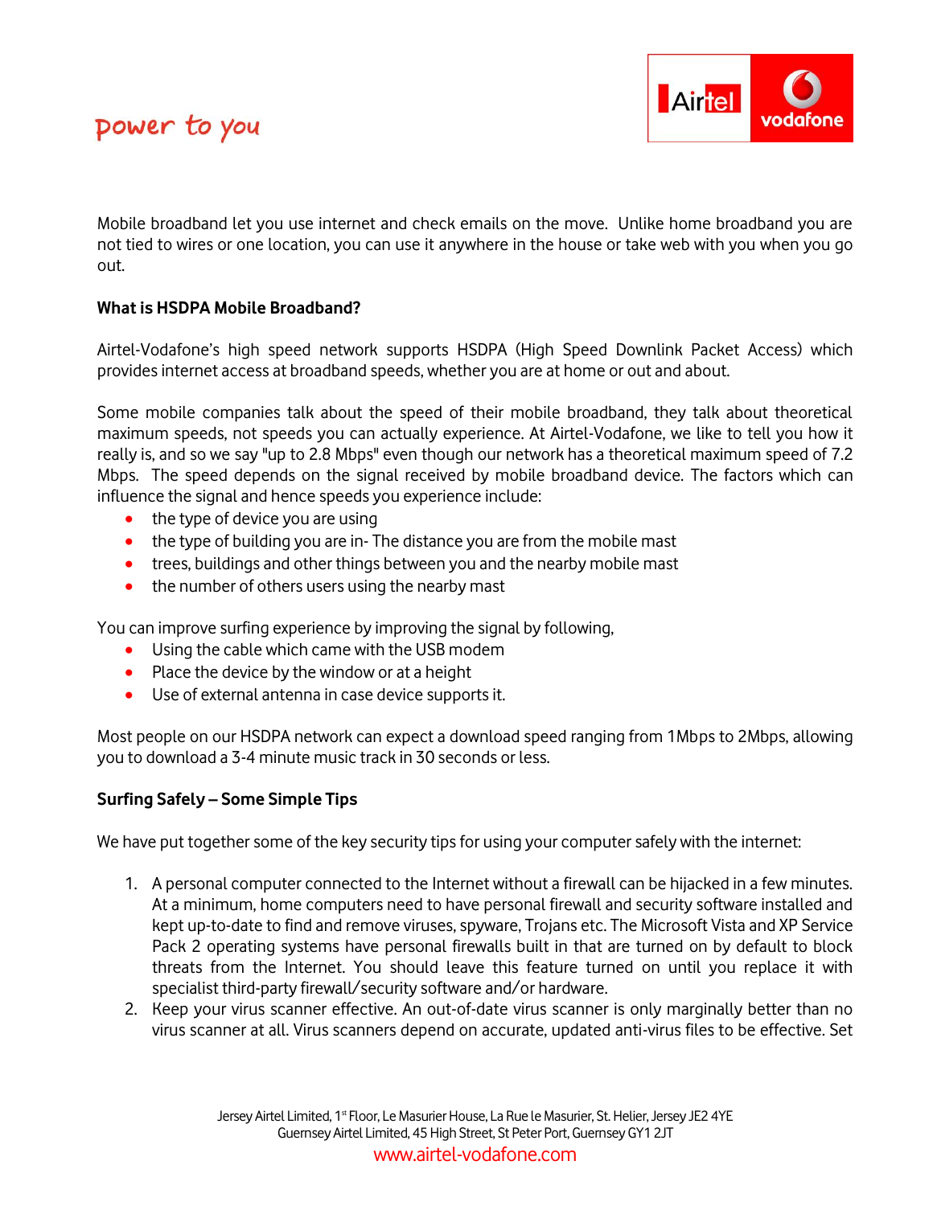Mobile broadband let you use internet and check emails on the move. Unlike home broadband you are not tied to wires or one location, you can use it anywhere in the house or take web with you when you go out.

**What is HSDPA Mobile Broadband?**

Airtel-Vodafone's high speed network supports HSDPA (High Speed Downlink Packet Access) which provides internet access at broadband speeds, whether you are at home or out and about.

Some mobile companies talk about the speed of their mobile broadband, they talk about theoretical maximum speeds, not speeds you can actually experience. At Airtel-Vodafone, we like to tell you how it really is, and so we say "up to 2.8 Mbps" even though our network has a theoretical maximum speed of 7.2 Mbps. The speed depends on the signal received by mobile broadband device. The factors which can influence the signal and hence speeds you experience include:

- the type of device you are using
- the type of building you are in- The distance you are from the mobile mast
- trees, buildings and other things between you and the nearby mobile mast
- the number of others users using the nearby mast

You can improve surfing experience by improving the signal by following,

- Using the cable which came with the USB modem
- Place the device by the window or at a height
- Use of external antenna in case device supports it.

Most people on our HSDPA network can expect a download speed ranging from 1Mbps to 2Mbps, allowing you to download a 3-4 minute music track in 30 seconds or less.

**Surfing Safely – Some Simple Tips**

We have put together some of the key security tips for using your computer safely with the internet:

1. A personal computer connected to the Internet without a firewall can be hijacked in a few minutes. At a minimum, home computers need to have personal firewall and security software installed and kept up-to-date to find and remove viruses, spyware, Trojans etc. The Microsoft Vista and XP Service Pack 2 operating systems have personal firewalls built in that are turned on by default to block threats from the Internet. You should leave this feature turned on until you replace it with specialist third-party firewall/security software and/or hardware.
2. Keep your virus scanner effective. An out-of-date virus scanner is only marginally better than no virus scanner at all. Virus scanners depend on accurate, updated anti-virus files to be effective. Set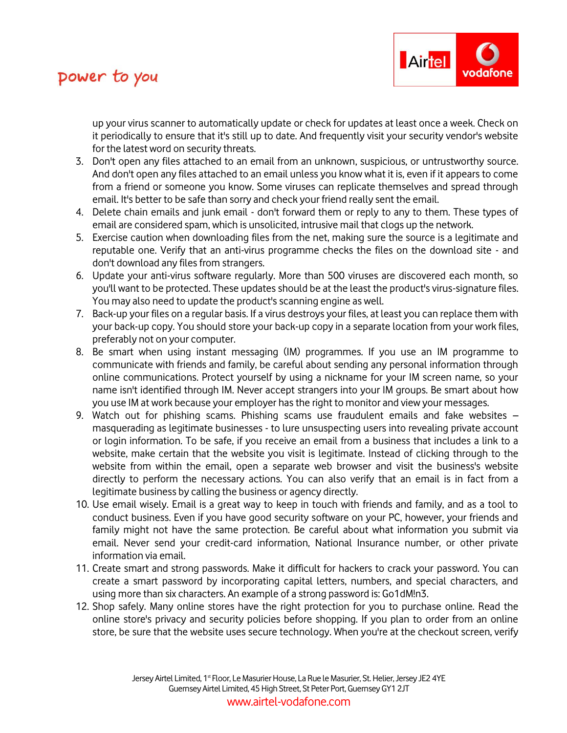up your virus scanner to automatically update or check for updates at least once a week. Check on it periodically to ensure that it's still up to date. And frequently visit your security vendor's website for the latest word on security threats.

3. Don't open any files attached to an email from an unknown, suspicious, or untrustworthy source. And don't open any files attached to an email unless you know what it is, even if it appears to come from a friend or someone you know. Some viruses can replicate themselves and spread through email. It's better to be safe than sorry and check your friend really sent the email.
4. Delete chain emails and junk email - don't forward them or reply to any to them. These types of email are considered spam, which is unsolicited, intrusive mail that clogs up the network.
5. Exercise caution when downloading files from the net, making sure the source is a legitimate and reputable one. Verify that an anti-virus programme checks the files on the download site - and don't download any files from strangers.
6. Update your anti-virus software regularly. More than 500 viruses are discovered each month, so you'll want to be protected. These updates should be at the least the product's virus-signature files. You may also need to update the product's scanning engine as well.
7. Back-up your files on a regular basis. If a virus destroys your files, at least you can replace them with your back-up copy. You should store your back-up copy in a separate location from your work files, preferably not on your computer.
8. Be smart when using instant messaging (IM) programmes. If you use an IM programme to communicate with friends and family, be careful about sending any personal information through online communications. Protect yourself by using a nickname for your IM screen name, so your name isn't identified through IM. Never accept strangers into your IM groups. Be smart about how you use IM at work because your employer has the right to monitor and view your messages.
9. Watch out for phishing scams. Phishing scams use fraudulent emails and fake websites – masquerading as legitimate businesses - to lure unsuspecting users into revealing private account or login information. To be safe, if you receive an email from a business that includes a link to a website, make certain that the website you visit is legitimate. Instead of clicking through to the website from within the email, open a separate web browser and visit the business's website directly to perform the necessary actions. You can also verify that an email is in fact from a legitimate business by calling the business or agency directly.
10. Use email wisely. Email is a great way to keep in touch with friends and family, and as a tool to conduct business. Even if you have good security software on your PC, however, your friends and family might not have the same protection. Be careful about what information you submit via email. Never send your credit-card information, National Insurance number, or other private information via email.
11. Create smart and strong passwords. Make it difficult for hackers to crack your password. You can create a smart password by incorporating capital letters, numbers, and special characters, and using more than six characters. An example of a strong password is: Go1dM!n3.
12. Shop safely. Many online stores have the right protection for you to purchase online. Read the online store's privacy and security policies before shopping. If you plan to order from an online store, be sure that the website uses secure technology. When you're at the checkout screen, verify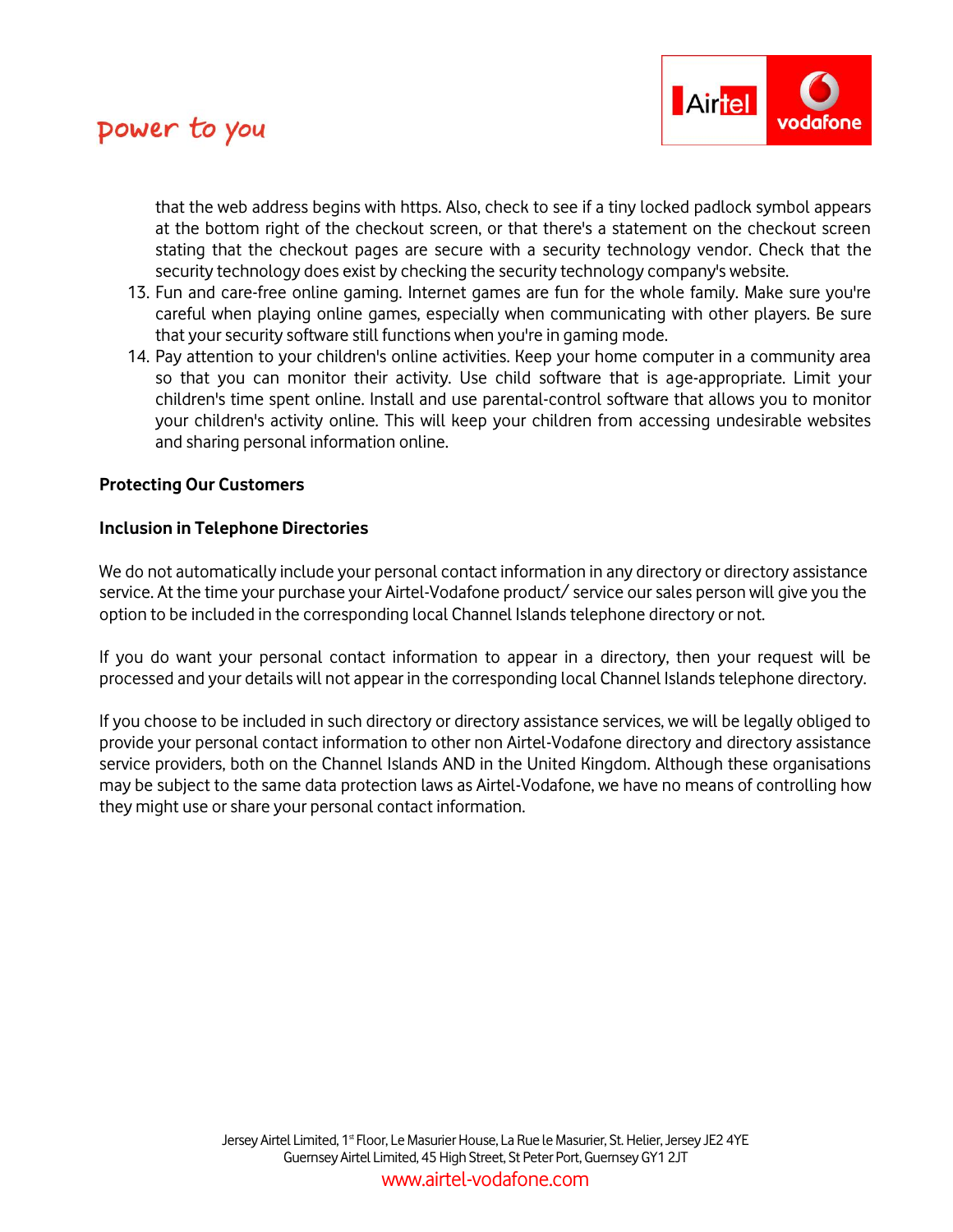that the web address begins with https. Also, check to see if a tiny locked padlock symbol appears at the bottom right of the checkout screen, or that there's a statement on the checkout screen stating that the checkout pages are secure with a security technology vendor. Check that the security technology does exist by checking the security technology company's website.

13. Fun and care-free online gaming. Internet games are fun for the whole family. Make sure you're careful when playing online games, especially when communicating with other players. Be sure that your security software still functions when you're in gaming mode.
14. Pay attention to your children's online activities. Keep your home computer in a community area so that you can monitor their activity. Use child software that is age-appropriate. Limit your children's time spent online. Install and use parental-control software that allows you to monitor your children's activity online. This will keep your children from accessing undesirable websites and sharing personal information online.

**Protecting Our Customers**

**Inclusion in Telephone Directories**

We do not automatically include your personal contact information in any directory or directory assistance service. At the time your purchase your Airtel-Vodafone product/ service our sales person will give you the option to be included in the corresponding local Channel Islands telephone directory or not.

If you do want your personal contact information to appear in a directory, then your request will be processed and your details will not appear in the corresponding local Channel Islands telephone directory.

If you choose to be included in such directory or directory assistance services, we will be legally obliged to provide your personal contact information to other non Airtel-Vodafone directory and directory assistance service providers, both on the Channel Islands AND in the United Kingdom. Although these organisations may be subject to the same data protection laws as Airtel-Vodafone, we have no means of controlling how they might use or share your personal contact information.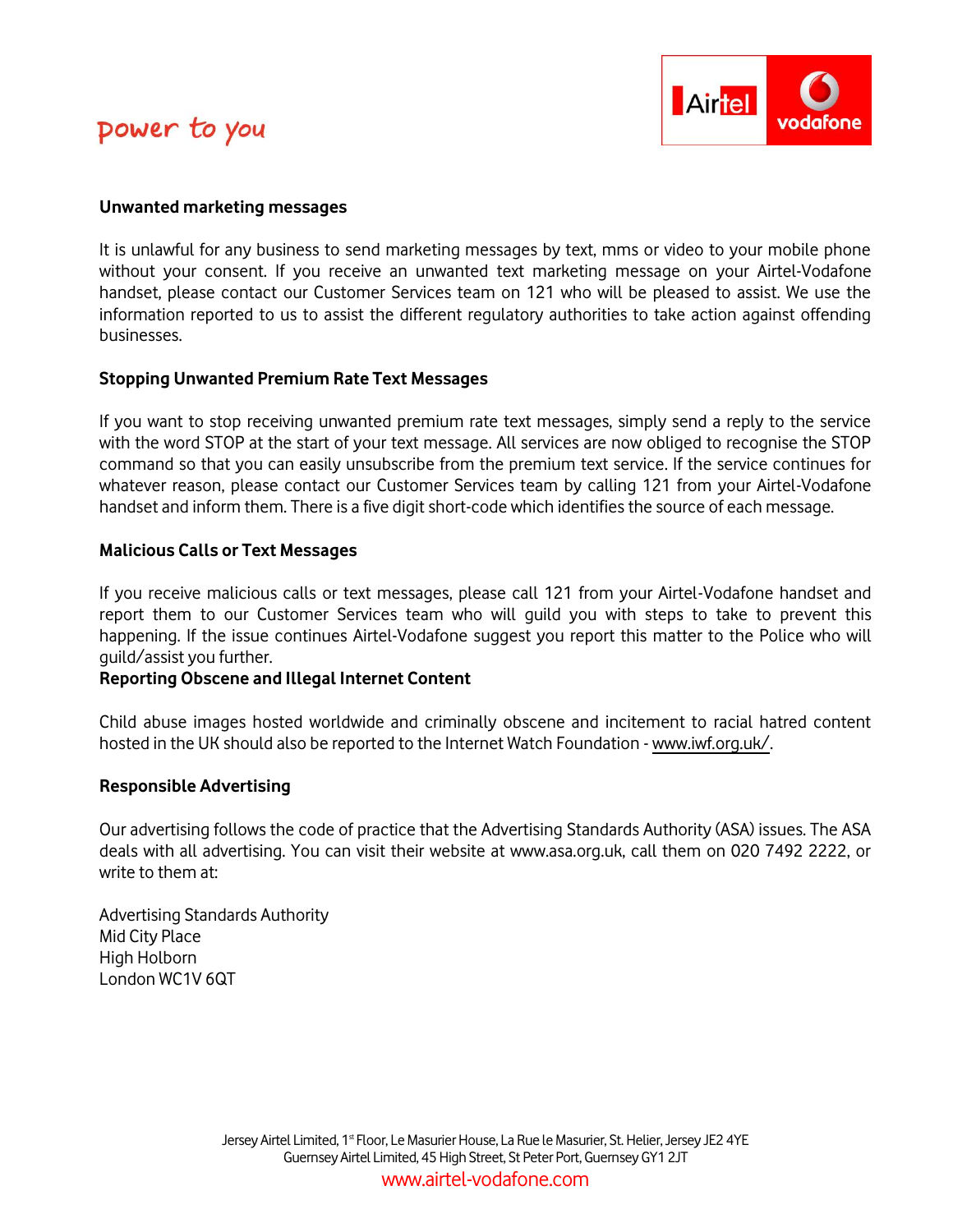**Unwanted marketing messages**

It is unlawful for any business to send marketing messages by text, mms or video to your mobile phone without your consent. If you receive an unwanted text marketing message on your Airtel-Vodafone handset, please contact our Customer Services team on 121 who will be pleased to assist. We use the information reported to us to assist the different regulatory authorities to take action against offending businesses.

**Stopping Unwanted Premium Rate Text Messages**

If you want to stop receiving unwanted premium rate text messages, simply send a reply to the service with the word STOP at the start of your text message. All services are now obliged to recognise the STOP command so that you can easily unsubscribe from the premium text service. If the service continues for whatever reason, please contact our Customer Services team by calling 121 from your Airtel-Vodafone handset and inform them. There is a five digit short-code which identifies the source of each message.

**Malicious Calls or Text Messages**

If you receive malicious calls or text messages, please call 121 from your Airtel-Vodafone handset and report them to our Customer Services team who will guild you with steps to take to prevent this happening. If the issue continues Airtel-Vodafone suggest you report this matter to the Police who will guild/assist you further.

**Reporting Obscene and Illegal Internet Content**

Child abuse images hosted worldwide and criminally obscene and incitement to racial hatred content hosted in the UK should also be reported to the Internet Watch Foundation - www.iwf.org.uk/.

**Responsible Advertising**

Our advertising follows the code of practice that the Advertising Standards Authority (ASA) issues. The ASA deals with all advertising. You can visit their website at www.asa.org.uk, call them on 020 7492 2222, or write to them at:

Advertising Standards Authority
Mid City Place
High Holborn
London WC1V 6QT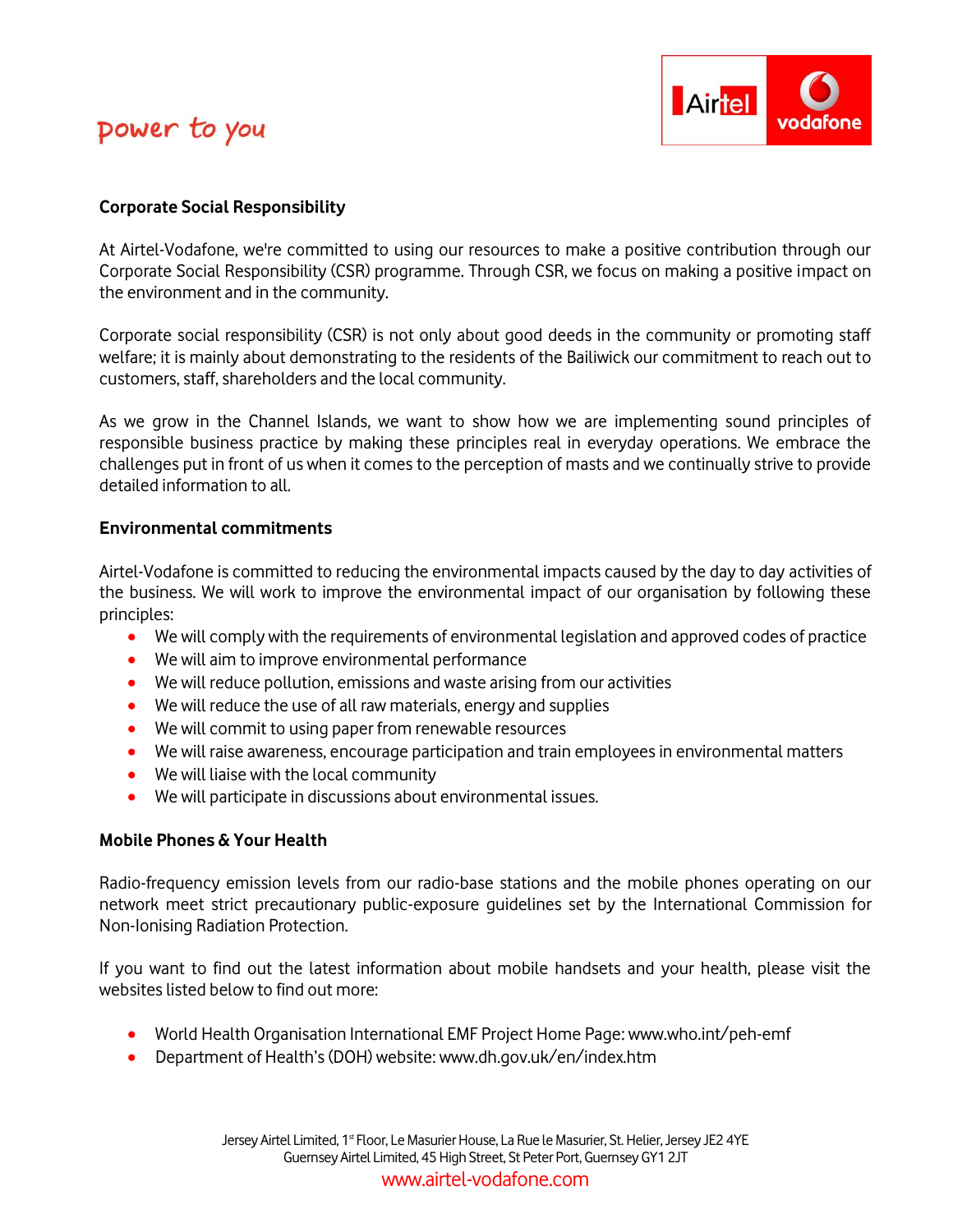power to you

## Corporate Social Responsibility

At Airtel-Vodafone, we're committed to using our resources to make a positive contribution through our Corporate Social Responsibility (CSR) programme. Through CSR, we focus on making a positive impact on the environment and in the community.

Corporate social responsibility (CSR) is not only about good deeds in the community or promoting staff welfare; it is mainly about demonstrating to the residents of the Bailiwick our commitment to reach out to customers, staff, shareholders and the local community.

As we grow in the Channel Islands, we want to show how we are implementing sound principles of responsible business practice by making these principles real in everyday operations. We embrace the challenges put in front of us when it comes to the perception of masts and we continually strive to provide detailed information to all.

## Environmental commitments

Airtel-Vodafone is committed to reducing the environmental impacts caused by the day to day activities of the business. We will work to improve the environmental impact of our organisation by following these principles:

- We will comply with the requirements of environmental legislation and approved codes of practice
- We will aim to improve environmental performance
- We will reduce pollution, emissions and waste arising from our activities
- We will reduce the use of all raw materials, energy and supplies
- We will commit to using paper from renewable resources
- We will raise awareness, encourage participation and train employees in environmental matters
- We will liaise with the local community
- We will participate in discussions about environmental issues.

## Mobile Phones & Your Health

Radio-frequency emission levels from our radio-base stations and the mobile phones operating on our network meet strict precautionary public-exposure guidelines set by the International Commission for Non-Ionising Radiation Protection.

If you want to find out the latest information about mobile handsets and your health, please visit the websites listed below to find out more:

- World Health Organisation International EMF Project Home Page: www.who.int/peh-emf
- Department of Health's (DOH) website: www.dh.gov.uk/en/index.htm

Jersey Airtel Limited, 1st Floor, Le Masurier House, La Rue le Masurier, St. Helier, Jersey JE2 4YE
Guernsey Airtel Limited, 45 High Street, St Peter Port, Guernsey GY1 2JT
www.airtel-vodafone.com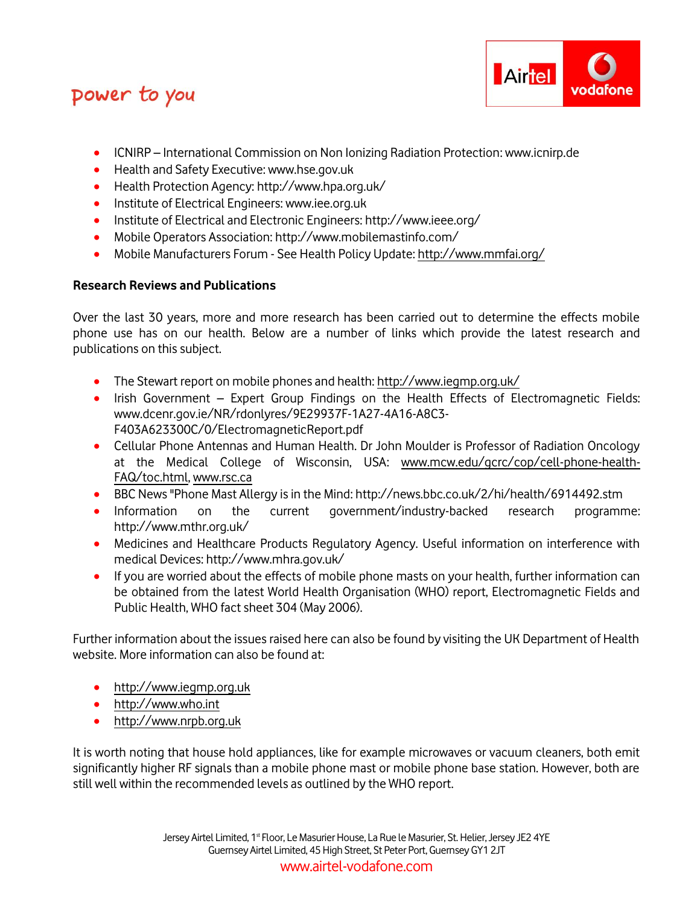- ICNIRP – International Commission on Non Ionizing Radiation Protection: www.icnirp.de
- Health and Safety Executive: www.hse.gov.uk
- Health Protection Agency: http://www.hpa.org.uk/
- Institute of Electrical Engineers: www.iee.org.uk
- Institute of Electrical and Electronic Engineers: http://www.ieee.org/
- Mobile Operators Association: http://www.mobilemastinfo.com/
- Mobile Manufacturers Forum - See Health Policy Update: http://www.mmfai.org/

**Research Reviews and Publications**

Over the last 30 years, more and more research has been carried out to determine the effects mobile phone use has on our health. Below are a number of links which provide the latest research and publications on this subject.

- The Stewart report on mobile phones and health: http://www.iegmp.org.uk/
- Irish Government – Expert Group Findings on the Health Effects of Electromagnetic Fields: www.dcenr.gov.ie/NR/rdonlyres/9E29937F-1A27-4A16-A8C3-F403A623300C/0/ElectromagneticReport.pdf
- Cellular Phone Antennas and Human Health. Dr John Moulder is Professor of Radiation Oncology at the Medical College of Wisconsin, USA: www.mcw.edu/gcrc/cop/cell-phone-health-FAQ/toc.html, www.rsc.ca
- BBC News "Phone Mast Allergy is in the Mind: http://news.bbc.co.uk/2/hi/health/6914492.stm
- Information on the current government/industry-backed research programme: http://www.mthr.org.uk/
- Medicines and Healthcare Products Regulatory Agency. Useful information on interference with medical Devices: http://www.mhra.gov.uk/
- If you are worried about the effects of mobile phone masts on your health, further information can be obtained from the latest World Health Organisation (WHO) report, Electromagnetic Fields and Public Health, WHO fact sheet 304 (May 2006).

Further information about the issues raised here can also be found by visiting the UK Department of Health website. More information can also be found at:

- http://www.iegmp.org.uk
- http://www.who.int
- http://www.nrpb.org.uk

It is worth noting that house hold appliances, like for example microwaves or vacuum cleaners, both emit significantly higher RF signals than a mobile phone mast or mobile phone base station. However, both are still well within the recommended levels as outlined by the WHO report.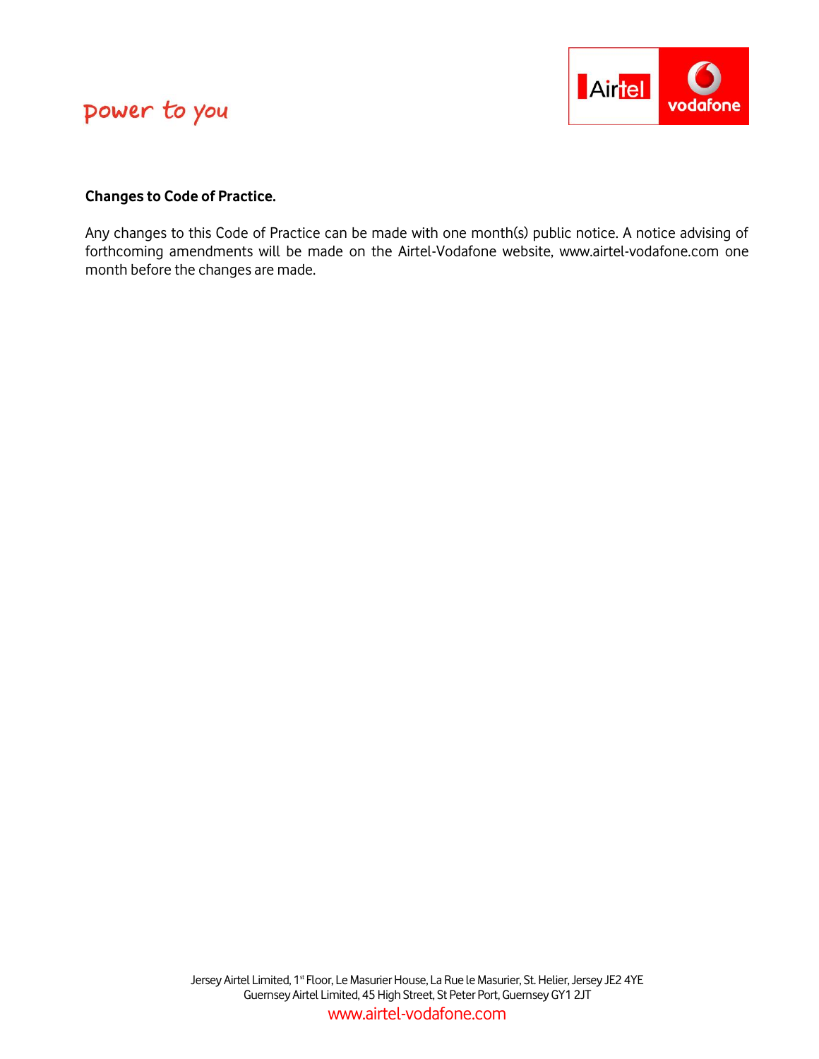**Changes to Code of Practice.**

Any changes to this Code of Practice can be made with one month(s) public notice. A notice advising of forthcoming amendments will be made on the Airtel-Vodafone website, www.airtel-vodafone.com one month before the changes are made.